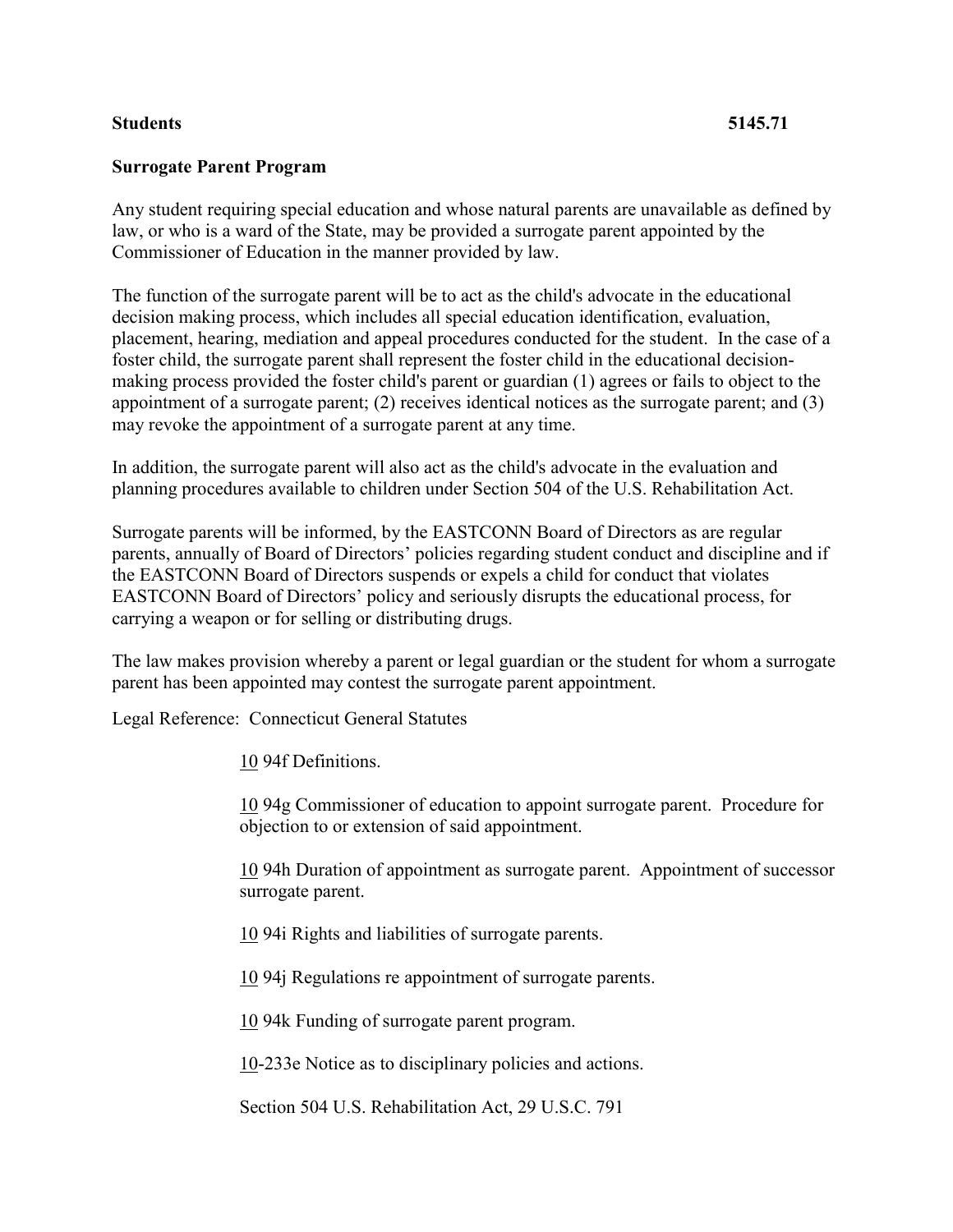**Students** **5145.71**

**Surrogate Parent Program**

Any student requiring special education and whose natural parents are unavailable as defined by law, or who is a ward of the State, may be provided a surrogate parent appointed by the Commissioner of Education in the manner provided by law.

The function of the surrogate parent will be to act as the child's advocate in the educational decision making process, which includes all special education identification, evaluation, placement, hearing, mediation and appeal procedures conducted for the student. In the case of a foster child, the surrogate parent shall represent the foster child in the educational decision-making process provided the foster child's parent or guardian (1) agrees or fails to object to the appointment of a surrogate parent; (2) receives identical notices as the surrogate parent; and (3) may revoke the appointment of a surrogate parent at any time.

In addition, the surrogate parent will also act as the child's advocate in the evaluation and planning procedures available to children under Section 504 of the U.S. Rehabilitation Act.

Surrogate parents will be informed, by the EASTCONN Board of Directors as are regular parents, annually of Board of Directors' policies regarding student conduct and discipline and if the EASTCONN Board of Directors suspends or expels a child for conduct that violates EASTCONN Board of Directors' policy and seriously disrupts the educational process, for carrying a weapon or for selling or distributing drugs.

The law makes provision whereby a parent or legal guardian or the student for whom a surrogate parent has been appointed may contest the surrogate parent appointment.

Legal Reference: Connecticut General Statutes

10 94f Definitions.

10 94g Commissioner of education to appoint surrogate parent. Procedure for objection to or extension of said appointment.

10 94h Duration of appointment as surrogate parent. Appointment of successor surrogate parent.

10 94i Rights and liabilities of surrogate parents.

10 94j Regulations re appointment of surrogate parents.

10 94k Funding of surrogate parent program.

10-233e Notice as to disciplinary policies and actions.

Section 504 U.S. Rehabilitation Act, 29 U.S.C. 791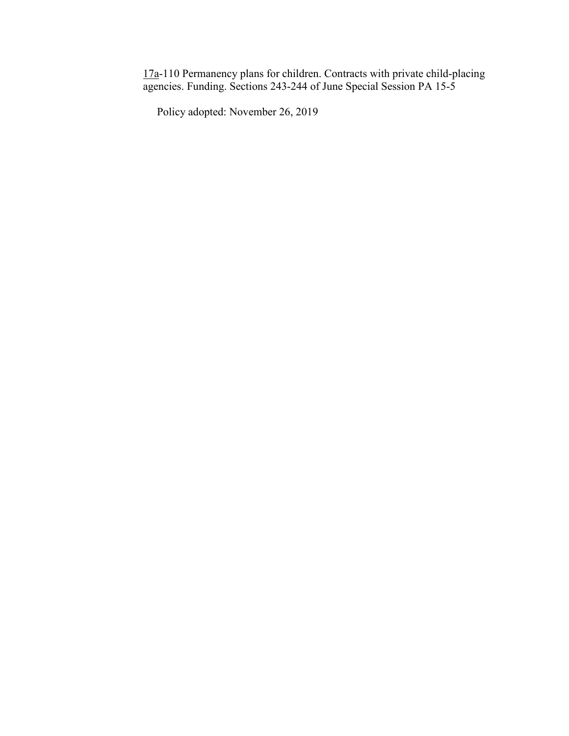17a-110 Permanency plans for children. Contracts with private child-placing agencies. Funding. Sections 243-244 of June Special Session PA 15-5

Policy adopted: November 26, 2019